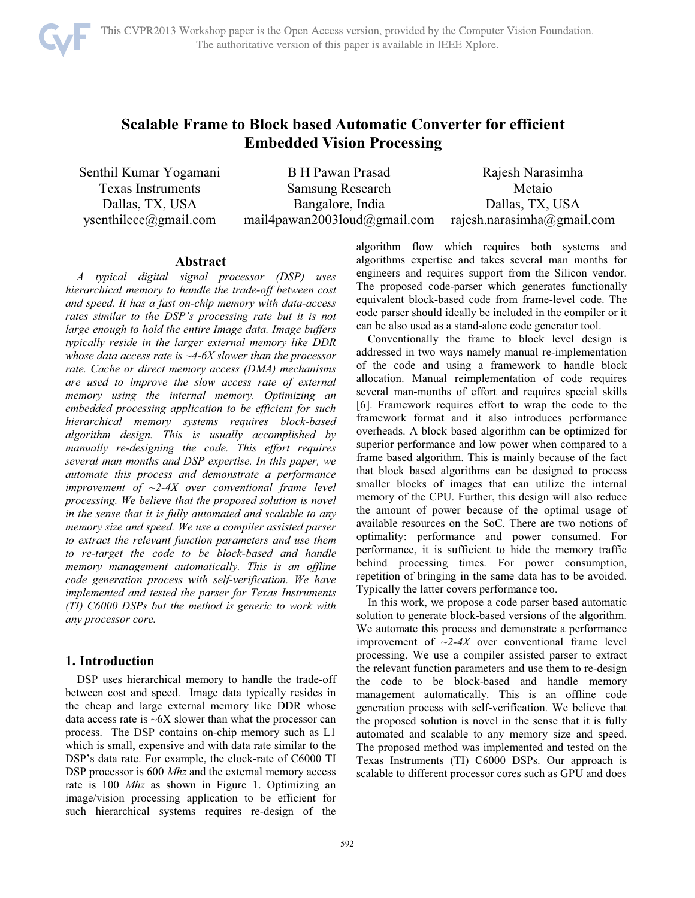# Scalable Frame to Block based Automatic Converter for efficient Embedded Vision Processing

Senthil Kumar Yogamani
Texas Instruments
Dallas, TX, USA
ysenthilece@gmail.com

B H Pawan Prasad
Samsung Research
Bangalore, India
mail4pawan2003loud@gmail.com

Rajesh Narasimha
Metaio
Dallas, TX, USA
rajesh.narasimha@gmail.com

## Abstract

*A typical digital signal processor (DSP) uses hierarchical memory to handle the trade-off between cost and speed. It has a fast on-chip memory with data-access rates similar to the DSP's processing rate but it is not large enough to hold the entire Image data. Image buffers typically reside in the larger external memory like DDR whose data access rate is ~4-6X slower than the processor rate. Cache or direct memory access (DMA) mechanisms are used to improve the slow access rate of external memory using the internal memory. Optimizing an embedded processing application to be efficient for such hierarchical memory systems requires block-based algorithm design. This is usually accomplished by manually re-designing the code. This effort requires several man months and DSP expertise. In this paper, we automate this process and demonstrate a performance improvement of ~2-4X over conventional frame level processing. We believe that the proposed solution is novel in the sense that it is fully automated and scalable to any memory size and speed. We use a compiler assisted parser to extract the relevant function parameters and use them to re-target the code to be block-based and handle memory management automatically. This is an offline code generation process with self-verification. We have implemented and tested the parser for Texas Instruments (TI) C6000 DSPs but the method is generic to work with any processor core.*

## 1. Introduction

DSP uses hierarchical memory to handle the trade-off between cost and speed. Image data typically resides in the cheap and large external memory like DDR whose data access rate is ~6X slower than what the processor can process. The DSP contains on-chip memory such as L1 which is small, expensive and with data rate similar to the DSP's data rate. For example, the clock-rate of C6000 TI DSP processor is 600 *Mhz* and the external memory access rate is 100 *Mhz* as shown in Figure 1. Optimizing an image/vision processing application to be efficient for such hierarchical systems requires re-design of the algorithm flow which requires both systems and algorithms expertise and takes several man months for engineers and requires support from the Silicon vendor. The proposed code-parser which generates functionally equivalent block-based code from frame-level code. The code parser should ideally be included in the compiler or it can be also used as a stand-alone code generator tool.

Conventionally the frame to block level design is addressed in two ways namely manual re-implementation of the code and using a framework to handle block allocation. Manual reimplementation of code requires several man-months of effort and requires special skills [6]. Framework requires effort to wrap the code to the framework format and it also introduces performance overheads. A block based algorithm can be optimized for superior performance and low power when compared to a frame based algorithm. This is mainly because of the fact that block based algorithms can be designed to process smaller blocks of images that can utilize the internal memory of the CPU. Further, this design will also reduce the amount of power because of the optimal usage of available resources on the SoC. There are two notions of optimality: performance and power consumed. For performance, it is sufficient to hide the memory traffic behind processing times. For power consumption, repetition of bringing in the same data has to be avoided. Typically the latter covers performance too.

In this work, we propose a code parser based automatic solution to generate block-based versions of the algorithm. We automate this process and demonstrate a performance improvement of *~2-4X* over conventional frame level processing. We use a compiler assisted parser to extract the relevant function parameters and use them to re-design the code to be block-based and handle memory management automatically. This is an offline code generation process with self-verification. We believe that the proposed solution is novel in the sense that it is fully automated and scalable to any memory size and speed. The proposed method was implemented and tested on the Texas Instruments (TI) C6000 DSPs. Our approach is scalable to different processor cores such as GPU and does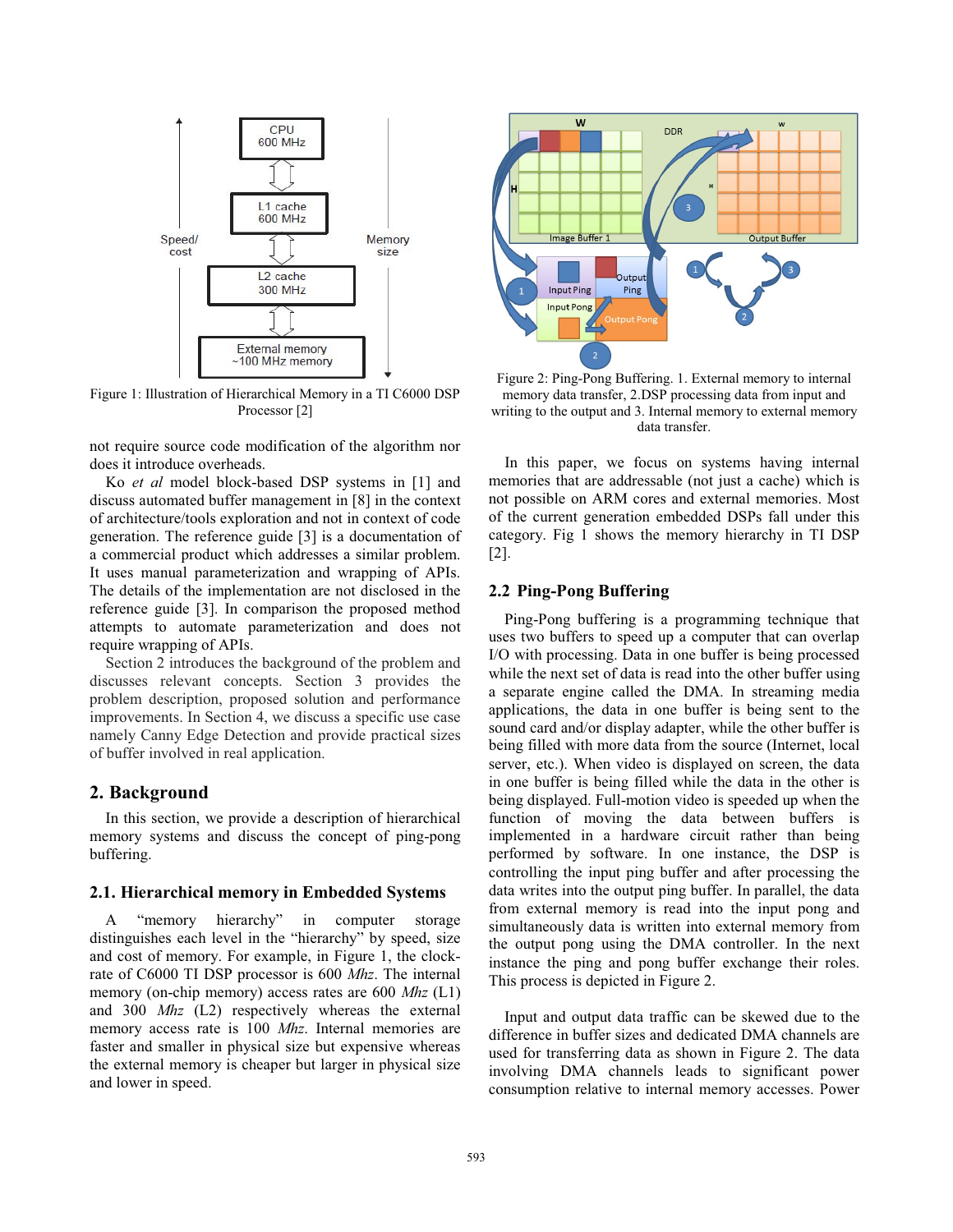Figure 1: Illustration of Hierarchical Memory in a TI C6000 DSP Processor [2]

not require source code modification of the algorithm nor does it introduce overheads.

Ko *et al* model block-based DSP systems in [1] and discuss automated buffer management in [8] in the context of architecture/tools exploration and not in context of code generation. The reference guide [3] is a documentation of a commercial product which addresses a similar problem. It uses manual parameterization and wrapping of APIs. The details of the implementation are not disclosed in the reference guide [3]. In comparison the proposed method attempts to automate parameterization and does not require wrapping of APIs.

Section 2 introduces the background of the problem and discusses relevant concepts. Section 3 provides the problem description, proposed solution and performance improvements. In Section 4, we discuss a specific use case namely Canny Edge Detection and provide practical sizes of buffer involved in real application.

## 2. Background

In this section, we provide a description of hierarchical memory systems and discuss the concept of ping-pong buffering.

### 2.1. Hierarchical memory in Embedded Systems

A "memory hierarchy" in computer storage distinguishes each level in the "hierarchy" by speed, size and cost of memory. For example, in Figure 1, the clock-rate of C6000 TI DSP processor is 600 *Mhz*. The internal memory (on-chip memory) access rates are 600 *Mhz* (L1) and 300 *Mhz* (L2) respectively whereas the external memory access rate is 100 *Mhz*. Internal memories are faster and smaller in physical size but expensive whereas the external memory is cheaper but larger in physical size and lower in speed.

Figure 2: Ping-Pong Buffering. 1. External memory to internal memory data transfer, 2.DSP processing data from input and writing to the output and 3. Internal memory to external memory data transfer.

In this paper, we focus on systems having internal memories that are addressable (not just a cache) which is not possible on ARM cores and external memories. Most of the current generation embedded DSPs fall under this category. Fig 1 shows the memory hierarchy in TI DSP [2].

### 2.2 Ping-Pong Buffering

Ping-Pong buffering is a programming technique that uses two buffers to speed up a computer that can overlap I/O with processing. Data in one buffer is being processed while the next set of data is read into the other buffer using a separate engine called the DMA. In streaming media applications, the data in one buffer is being sent to the sound card and/or display adapter, while the other buffer is being filled with more data from the source (Internet, local server, etc.). When video is displayed on screen, the data in one buffer is being filled while the data in the other is being displayed. Full-motion video is speeded up when the function of moving the data between buffers is implemented in a hardware circuit rather than being performed by software. In one instance, the DSP is controlling the input ping buffer and after processing the data writes into the output ping buffer. In parallel, the data from external memory is read into the input pong and simultaneously data is written into external memory from the output pong using the DMA controller. In the next instance the ping and pong buffer exchange their roles. This process is depicted in Figure 2.

Input and output data traffic can be skewed due to the difference in buffer sizes and dedicated DMA channels are used for transferring data as shown in Figure 2. The data involving DMA channels leads to significant power consumption relative to internal memory accesses. Power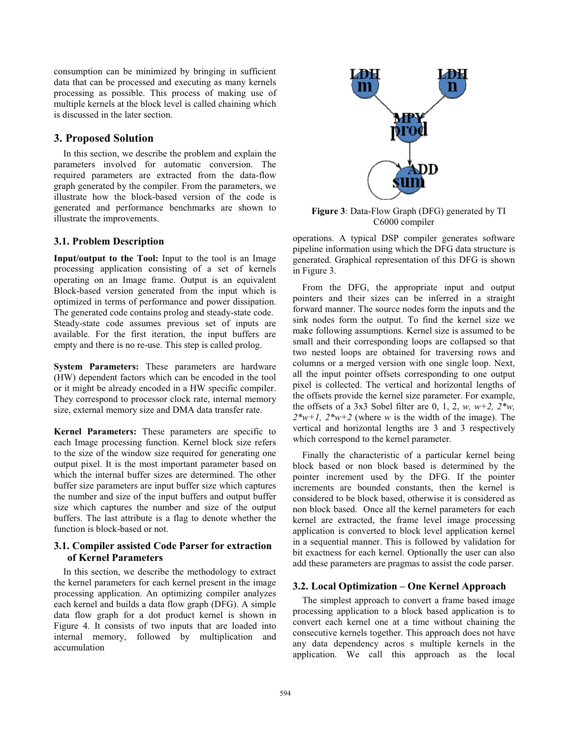consumption can be minimized by bringing in sufficient data that can be processed and executing as many kernels processing as possible. This process of making use of multiple kernels at the block level is called chaining which is discussed in the later section.

## 3. Proposed Solution

In this section, we describe the problem and explain the parameters involved for automatic conversion. The required parameters are extracted from the data-flow graph generated by the compiler. From the parameters, we illustrate how the block-based version of the code is generated and performance benchmarks are shown to illustrate the improvements.

### 3.1. Problem Description

**Input/output to the Tool:** Input to the tool is an Image processing application consisting of a set of kernels operating on an Image frame. Output is an equivalent Block-based version generated from the input which is optimized in terms of performance and power dissipation. The generated code contains prolog and steady-state code. Steady-state code assumes previous set of inputs are available. For the first iteration, the input buffers are empty and there is no re-use. This step is called prolog.

**System Parameters:** These parameters are hardware (HW) dependent factors which can be encoded in the tool or it might be already encoded in a HW specific compiler. They correspond to processor clock rate, internal memory size, external memory size and DMA data transfer rate.

**Kernel Parameters:** These parameters are specific to each Image processing function. Kernel block size refers to the size of the window size required for generating one output pixel. It is the most important parameter based on which the internal buffer sizes are determined. The other buffer size parameters are input buffer size which captures the number and size of the input buffers and output buffer size which captures the number and size of the output buffers. The last attribute is a flag to denote whether the function is block-based or not.

### 3.1. Compiler assisted Code Parser for extraction of Kernel Parameters

In this section, we describe the methodology to extract the kernel parameters for each kernel present in the image processing application. An optimizing compiler analyzes each kernel and builds a data flow graph (DFG). A simple data flow graph for a dot product kernel is shown in Figure 4. It consists of two inputs that are loaded into internal memory, followed by multiplication and accumulation operations. A typical DSP compiler generates software pipeline information using which the DFG data structure is generated. Graphical representation of this DFG is shown in Figure 3.

**Figure 3**: Data-Flow Graph (DFG) generated by TI C6000 compiler

From the DFG, the appropriate input and output pointers and their sizes can be inferred in a straight forward manner. The source nodes form the inputs and the sink nodes form the output. To find the kernel size we make following assumptions. Kernel size is assumed to be small and their corresponding loops are collapsed so that two nested loops are obtained for traversing rows and columns or a merged version with one single loop. Next, all the input pointer offsets corresponding to one output pixel is collected. The vertical and horizontal lengths of the offsets provide the kernel size parameter. For example, the offsets of a 3x3 Sobel filter are 0, 1, 2, $w$, $w+2$, $2*w$, $2*w+1$, $2*w+2$ (where $w$ is the width of the image). The vertical and horizontal lengths are 3 and 3 respectively which correspond to the kernel parameter.

Finally the characteristic of a particular kernel being block based or non block based is determined by the pointer increment used by the DFG. If the pointer increments are bounded constants, then the kernel is considered to be block based, otherwise it is considered as non block based. Once all the kernel parameters for each kernel are extracted, the frame level image processing application is converted to block level application kernel in a sequential manner. This is followed by validation for bit exactness for each kernel. Optionally the user can also add these parameters are pragmas to assist the code parser.

### 3.2. Local Optimization – One Kernel Approach

The simplest approach to convert a frame based image processing application to a block based application is to convert each kernel one at a time without chaining the consecutive kernels together. This approach does not have any data dependency acros s multiple kernels in the application. We call this approach as the local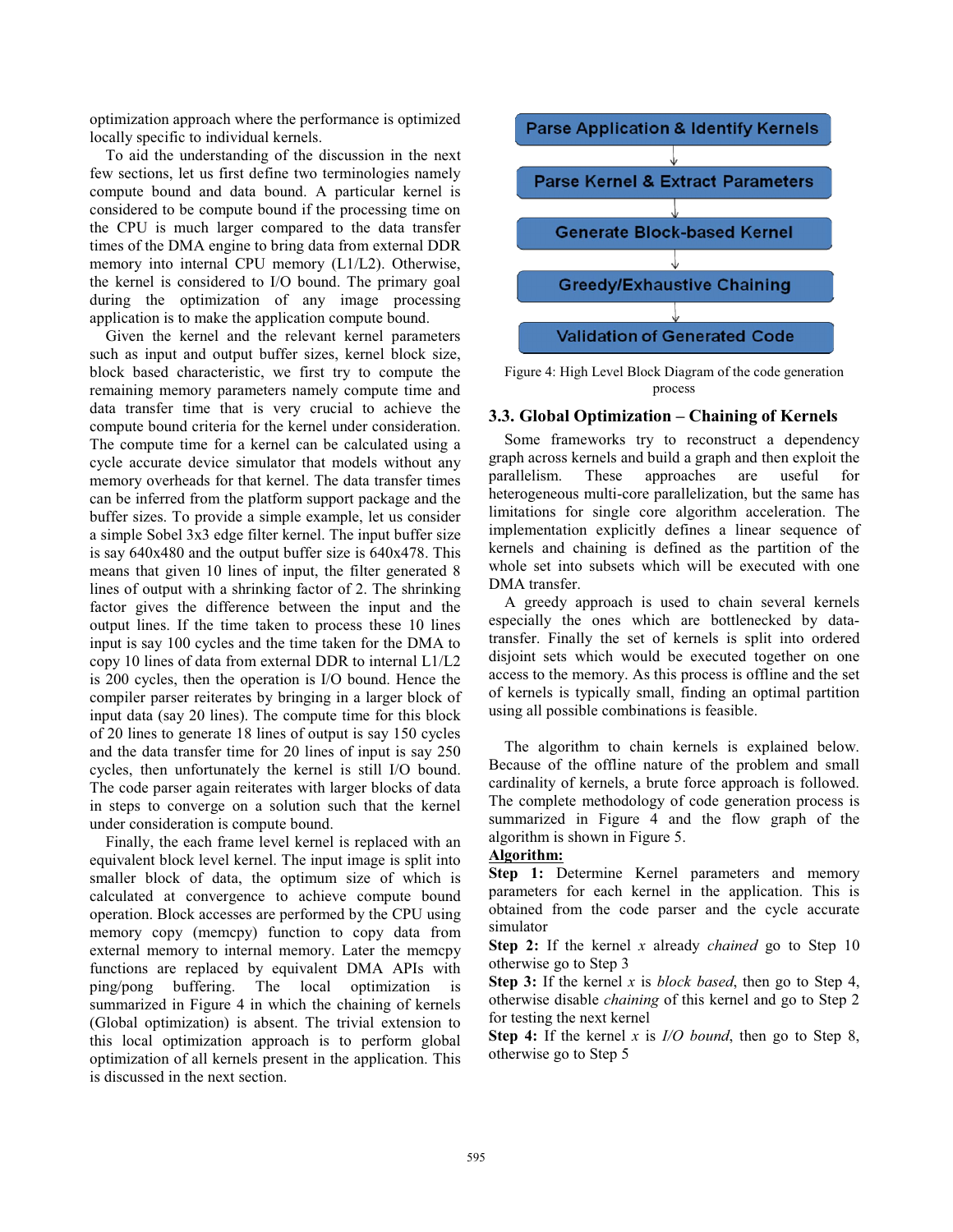optimization approach where the performance is optimized locally specific to individual kernels.

To aid the understanding of the discussion in the next few sections, let us first define two terminologies namely compute bound and data bound. A particular kernel is considered to be compute bound if the processing time on the CPU is much larger compared to the data transfer times of the DMA engine to bring data from external DDR memory into internal CPU memory (L1/L2). Otherwise, the kernel is considered to I/O bound. The primary goal during the optimization of any image processing application is to make the application compute bound.

Given the kernel and the relevant kernel parameters such as input and output buffer sizes, kernel block size, block based characteristic, we first try to compute the remaining memory parameters namely compute time and data transfer time that is very crucial to achieve the compute bound criteria for the kernel under consideration. The compute time for a kernel can be calculated using a cycle accurate device simulator that models without any memory overheads for that kernel. The data transfer times can be inferred from the platform support package and the buffer sizes. To provide a simple example, let us consider a simple Sobel 3x3 edge filter kernel. The input buffer size is say 640x480 and the output buffer size is 640x478. This means that given 10 lines of input, the filter generated 8 lines of output with a shrinking factor of 2. The shrinking factor gives the difference between the input and the output lines. If the time taken to process these 10 lines input is say 100 cycles and the time taken for the DMA to copy 10 lines of data from external DDR to internal L1/L2 is 200 cycles, then the operation is I/O bound. Hence the compiler parser reiterates by bringing in a larger block of input data (say 20 lines). The compute time for this block of 20 lines to generate 18 lines of output is say 150 cycles and the data transfer time for 20 lines of input is say 250 cycles, then unfortunately the kernel is still I/O bound. The code parser again reiterates with larger blocks of data in steps to converge on a solution such that the kernel under consideration is compute bound.

Finally, the each frame level kernel is replaced with an equivalent block level kernel. The input image is split into smaller block of data, the optimum size of which is calculated at convergence to achieve compute bound operation. Block accesses are performed by the CPU using memory copy (memcpy) function to copy data from external memory to internal memory. Later the memcpy functions are replaced by equivalent DMA APIs with ping/pong buffering. The local optimization is summarized in Figure 4 in which the chaining of kernels (Global optimization) is absent. The trivial extension to this local optimization approach is to perform global optimization of all kernels present in the application. This is discussed in the next section.

Parse Application & Identify Kernels → Parse Kernel & Extract Parameters → Generate Block-based Kernel → Greedy/Exhaustive Chaining → Validation of Generated Code

Figure 4: High Level Block Diagram of the code generation process

### 3.3. Global Optimization – Chaining of Kernels

Some frameworks try to reconstruct a dependency graph across kernels and build a graph and then exploit the parallelism. These approaches are useful for heterogeneous multi-core parallelization, but the same has limitations for single core algorithm acceleration. The implementation explicitly defines a linear sequence of kernels and chaining is defined as the partition of the whole set into subsets which will be executed with one DMA transfer.

A greedy approach is used to chain several kernels especially the ones which are bottlenecked by data-transfer. Finally the set of kernels is split into ordered disjoint sets which would be executed together on one access to the memory. As this process is offline and the set of kernels is typically small, finding an optimal partition using all possible combinations is feasible.

The algorithm to chain kernels is explained below. Because of the offline nature of the problem and small cardinality of kernels, a brute force approach is followed. The complete methodology of code generation process is summarized in Figure 4 and the flow graph of the algorithm is shown in Figure 5.

**Algorithm:**

**Step 1:** Determine Kernel parameters and memory parameters for each kernel in the application. This is obtained from the code parser and the cycle accurate simulator

**Step 2:** If the kernel $x$ already *chained* go to Step 10 otherwise go to Step 3

**Step 3:** If the kernel $x$ is *block based*, then go to Step 4, otherwise disable *chaining* of this kernel and go to Step 2 for testing the next kernel

**Step 4:** If the kernel $x$ is *I/O bound*, then go to Step 8, otherwise go to Step 5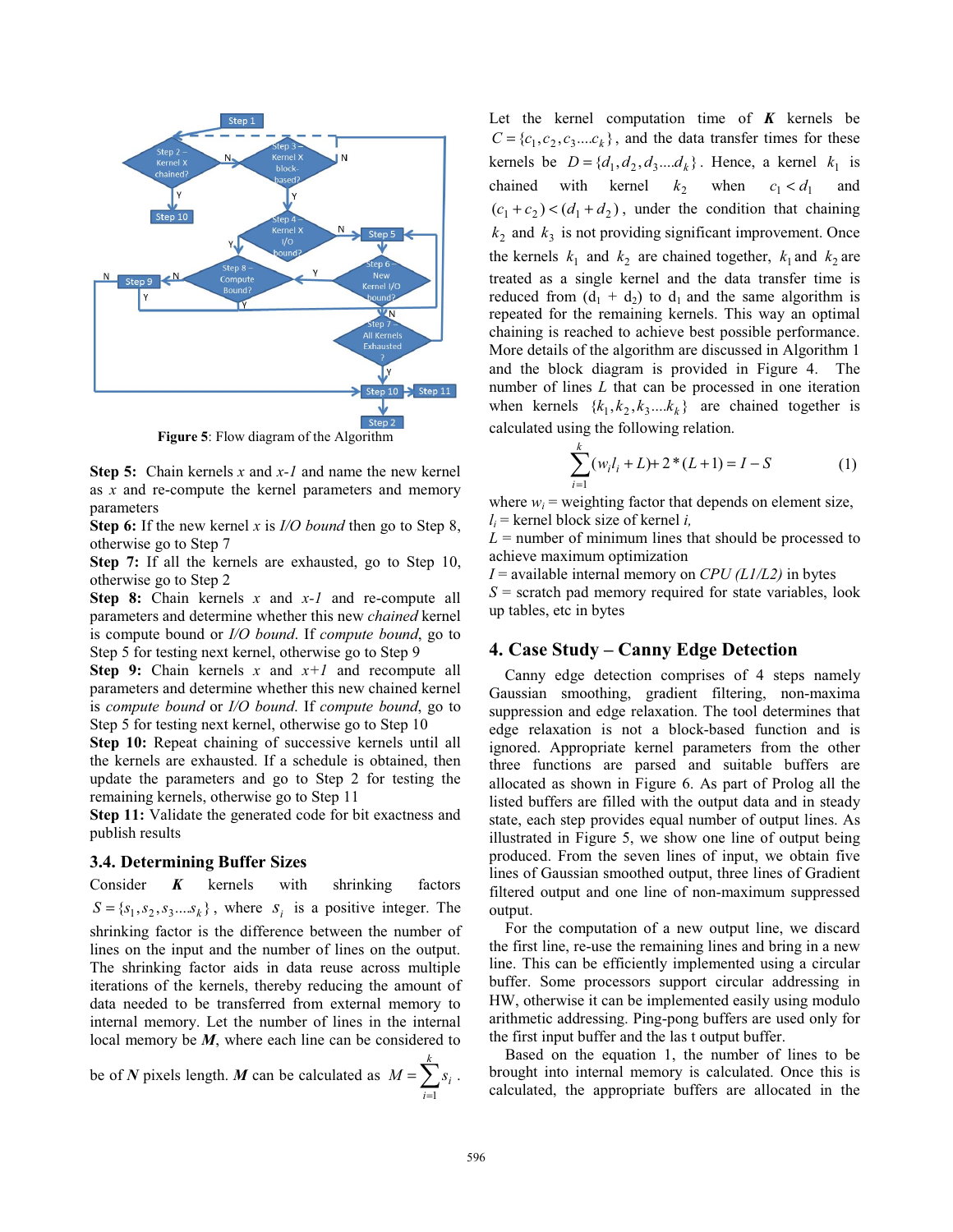Figure 5: Flow diagram of the Algorithm

**Step 5:** Chain kernels *x* and *x-1* and name the new kernel as *x* and re-compute the kernel parameters and memory parameters

**Step 6:** If the new kernel *x* is *I/O bound* then go to Step 8, otherwise go to Step 7

**Step 7:** If all the kernels are exhausted, go to Step 10, otherwise go to Step 2

**Step 8:** Chain kernels *x* and *x-1* and re-compute all parameters and determine whether this new *chained* kernel is compute bound or *I/O bound*. If *compute bound*, go to Step 5 for testing next kernel, otherwise go to Step 9

**Step 9:** Chain kernels *x* and *x+1* and recompute all parameters and determine whether this new chained kernel is *compute bound* or *I/O bound*. If *compute bound*, go to Step 5 for testing next kernel, otherwise go to Step 10

**Step 10:** Repeat chaining of successive kernels until all the kernels are exhausted. If a schedule is obtained, then update the parameters and go to Step 2 for testing the remaining kernels, otherwise go to Step 11

**Step 11:** Validate the generated code for bit exactness and publish results

### 3.4. Determining Buffer Sizes

Consider ***K*** kernels with shrinking factors $S = \{s_1, s_2, s_3 .... s_k\}$, where $s_i$ is a positive integer. The shrinking factor is the difference between the number of lines on the input and the number of lines on the output. The shrinking factor aids in data reuse across multiple iterations of the kernels, thereby reducing the amount of data needed to be transferred from external memory to internal memory. Let the number of lines in the internal local memory be ***M***, where each line can be considered to be of ***N*** pixels length. ***M*** can be calculated as $M = \sum_{i=1}^{k} s_i$.

Let the kernel computation time of ***K*** kernels be $C = \{c_1, c_2, c_3 .... c_k\}$, and the data transfer times for these kernels be $D = \{d_1, d_2, d_3 .... d_k\}$. Hence, a kernel $k_1$ is chained with kernel $k_2$ when $c_1 < d_1$ and $(c_1 + c_2) < (d_1 + d_2)$, under the condition that chaining $k_2$ and $k_3$ is not providing significant improvement. Once the kernels $k_1$ and $k_2$ are chained together, $k_1$ and $k_2$ are treated as a single kernel and the data transfer time is reduced from ($d_1$ + $d_2$) to $d_1$ and the same algorithm is repeated for the remaining kernels. This way an optimal chaining is reached to achieve best possible performance. More details of the algorithm are discussed in Algorithm 1 and the block diagram is provided in Figure 4. The number of lines *L* that can be processed in one iteration when kernels $\{k_1, k_2, k_3 .... k_k\}$ are chained together is calculated using the following relation.

$$\sum_{i=1}^{k} (w_i l_i + L) + 2 * (L + 1) = I - S \qquad (1)$$

where $w_i$ = weighting factor that depends on element size,
$l_i$ = kernel block size of kernel *i,*
*L* = number of minimum lines that should be processed to achieve maximum optimization
*I* = available internal memory on *CPU (L1/L2)* in bytes
*S* = scratch pad memory required for state variables, look up tables, etc in bytes

## 4. Case Study – Canny Edge Detection

Canny edge detection comprises of 4 steps namely Gaussian smoothing, gradient filtering, non-maxima suppression and edge relaxation. The tool determines that edge relaxation is not a block-based function and is ignored. Appropriate kernel parameters from the other three functions are parsed and suitable buffers are allocated as shown in Figure 6. As part of Prolog all the listed buffers are filled with the output data and in steady state, each step provides equal number of output lines. As illustrated in Figure 5, we show one line of output being produced. From the seven lines of input, we obtain five lines of Gaussian smoothed output, three lines of Gradient filtered output and one line of non-maximum suppressed output.

For the computation of a new output line, we discard the first line, re-use the remaining lines and bring in a new line. This can be efficiently implemented using a circular buffer. Some processors support circular addressing in HW, otherwise it can be implemented easily using modulo arithmetic addressing. Ping-pong buffers are used only for the first input buffer and the las t output buffer.

Based on the equation 1, the number of lines to be brought into internal memory is calculated. Once this is calculated, the appropriate buffers are allocated in the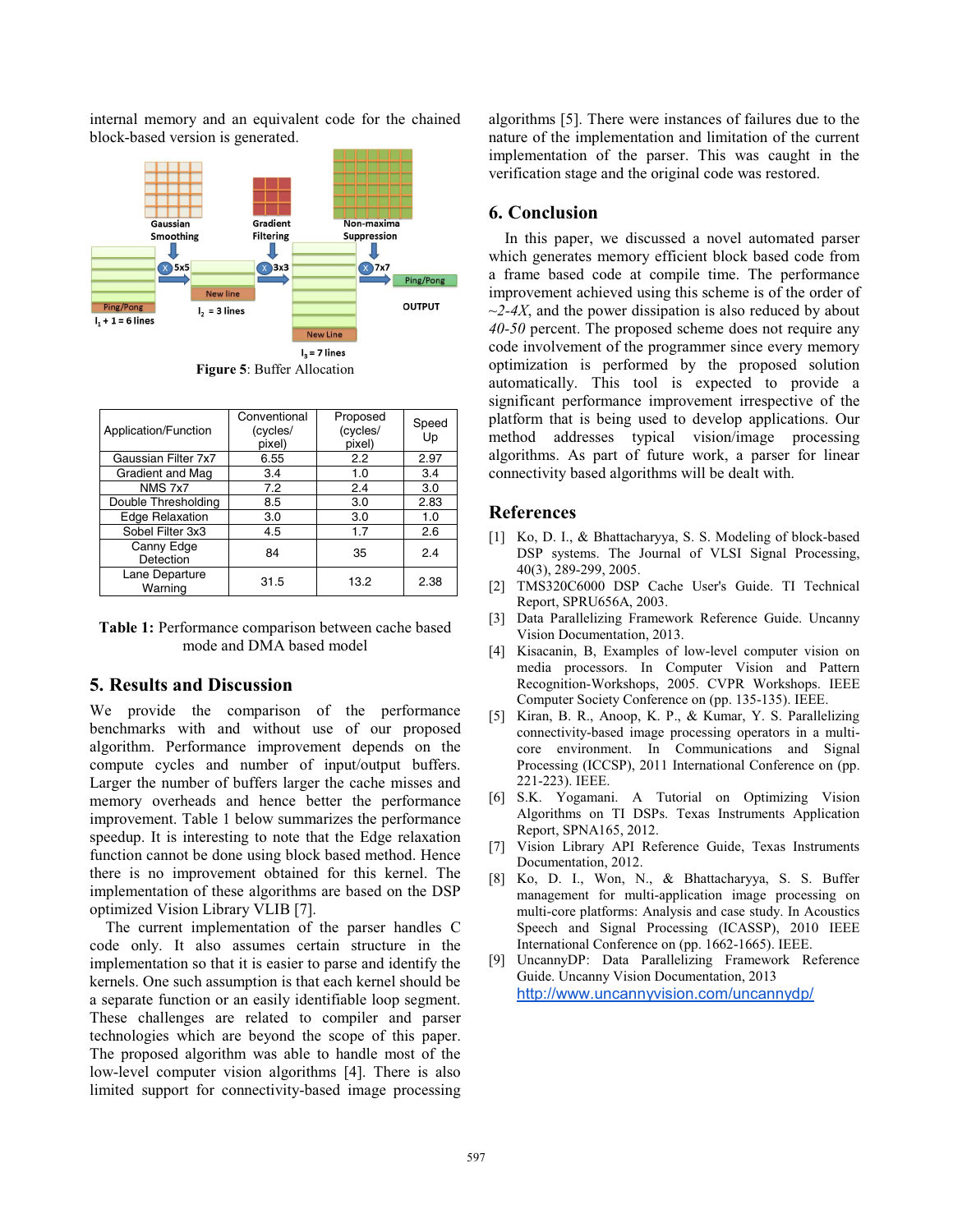internal memory and an equivalent code for the chained block-based version is generated.

Gaussian Smoothing

Gradient Filtering

Non-maxima Suppression

5x5

3x3

7x7

Ping/Pong

New line

New Line

Ping/Pong

OUTPUT

$l_1 + 1 = 6$ lines

$l_2 = 3$ lines

$l_3 = 7$ lines

**Figure 5**: Buffer Allocation

| Application/Function | Conventional (cycles/ pixel) | Proposed (cycles/ pixel) | Speed Up |
|---|---|---|---|
| Gaussian Filter 7x7 | 6.55 | 2.2 | 2.97 |
| Gradient and Mag | 3.4 | 1.0 | 3.4 |
| NMS 7x7 | 7.2 | 2.4 | 3.0 |
| Double Thresholding | 8.5 | 3.0 | 2.83 |
| Edge Relaxation | 3.0 | 3.0 | 1.0 |
| Sobel Filter 3x3 | 4.5 | 1.7 | 2.6 |
| Canny Edge Detection | 84 | 35 | 2.4 |
| Lane Departure Warning | 31.5 | 13.2 | 2.38 |

**Table 1:** Performance comparison between cache based mode and DMA based model

## 5. Results and Discussion

We provide the comparison of the performance benchmarks with and without use of our proposed algorithm. Performance improvement depends on the compute cycles and number of input/output buffers. Larger the number of buffers larger the cache misses and memory overheads and hence better the performance improvement. Table 1 below summarizes the performance speedup. It is interesting to note that the Edge relaxation function cannot be done using block based method. Hence there is no improvement obtained for this kernel. The implementation of these algorithms are based on the DSP optimized Vision Library VLIB [7].

The current implementation of the parser handles C code only. It also assumes certain structure in the implementation so that it is easier to parse and identify the kernels. One such assumption is that each kernel should be a separate function or an easily identifiable loop segment. These challenges are related to compiler and parser technologies which are beyond the scope of this paper. The proposed algorithm was able to handle most of the low-level computer vision algorithms [4]. There is also limited support for connectivity-based image processing algorithms [5]. There were instances of failures due to the nature of the implementation and limitation of the current implementation of the parser. This was caught in the verification stage and the original code was restored.

## 6. Conclusion

In this paper, we discussed a novel automated parser which generates memory efficient block based code from a frame based code at compile time. The performance improvement achieved using this scheme is of the order of *~2-4X*, and the power dissipation is also reduced by about *40-50* percent. The proposed scheme does not require any code involvement of the programmer since every memory optimization is performed by the proposed solution automatically. This tool is expected to provide a significant performance improvement irrespective of the platform that is being used to develop applications. Our method addresses typical vision/image processing algorithms. As part of future work, a parser for linear connectivity based algorithms will be dealt with.

## References

[1] Ko, D. I., & Bhattacharyya, S. S. Modeling of block-based DSP systems. The Journal of VLSI Signal Processing, 40(3), 289-299, 2005.

[2] TMS320C6000 DSP Cache User's Guide. TI Technical Report, SPRU656A, 2003.

[3] Data Parallelizing Framework Reference Guide. Uncanny Vision Documentation, 2013.

[4] Kisacanin, B, Examples of low-level computer vision on media processors. In Computer Vision and Pattern Recognition-Workshops, 2005. CVPR Workshops. IEEE Computer Society Conference on (pp. 135-135). IEEE.

[5] Kiran, B. R., Anoop, K. P., & Kumar, Y. S. Parallelizing connectivity-based image processing operators in a multi-core environment. In Communications and Signal Processing (ICCSP), 2011 International Conference on (pp. 221-223). IEEE.

[6] S.K. Yogamani. A Tutorial on Optimizing Vision Algorithms on TI DSPs. Texas Instruments Application Report, SPNA165, 2012.

[7] Vision Library API Reference Guide, Texas Instruments Documentation, 2012.

[8] Ko, D. I., Won, N., & Bhattacharyya, S. S. Buffer management for multi-application image processing on multi-core platforms: Analysis and case study. In Acoustics Speech and Signal Processing (ICASSP), 2010 IEEE International Conference on (pp. 1662-1665). IEEE.

[9] UncannyDP: Data Parallelizing Framework Reference Guide. Uncanny Vision Documentation, 2013 http://www.uncannyvision.com/uncannydp/